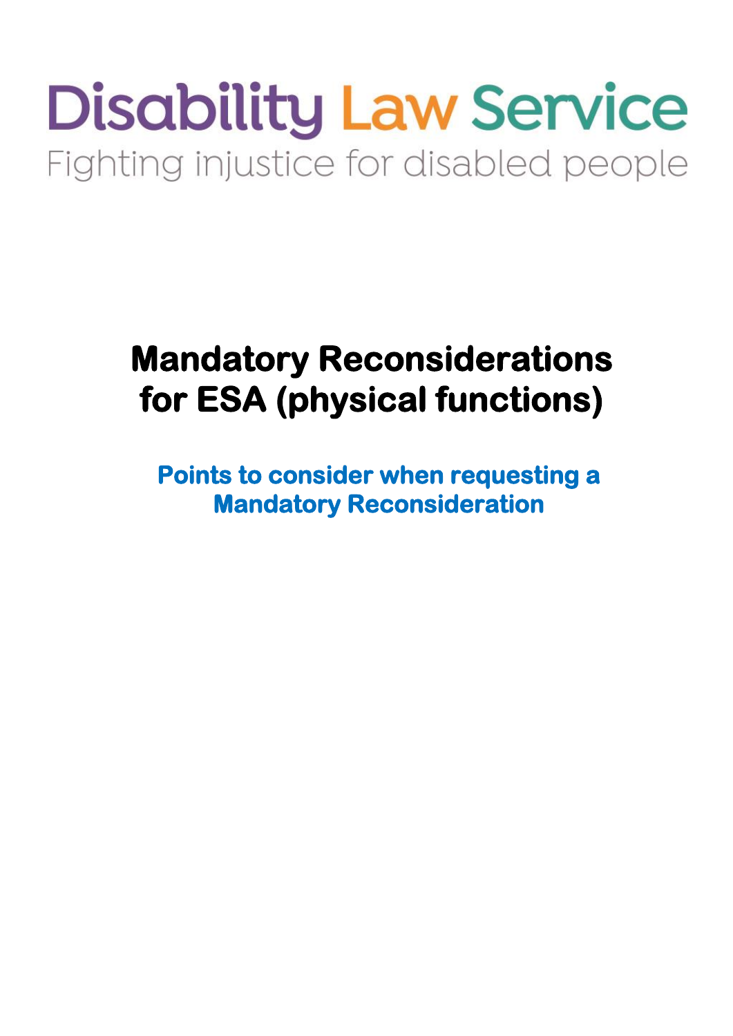Disability Law Service

Fighting injustice for disabled people

# Mandatory Reconsiderations for ESA (physical functions)

## Points to consider when requesting a Mandatory Reconsideration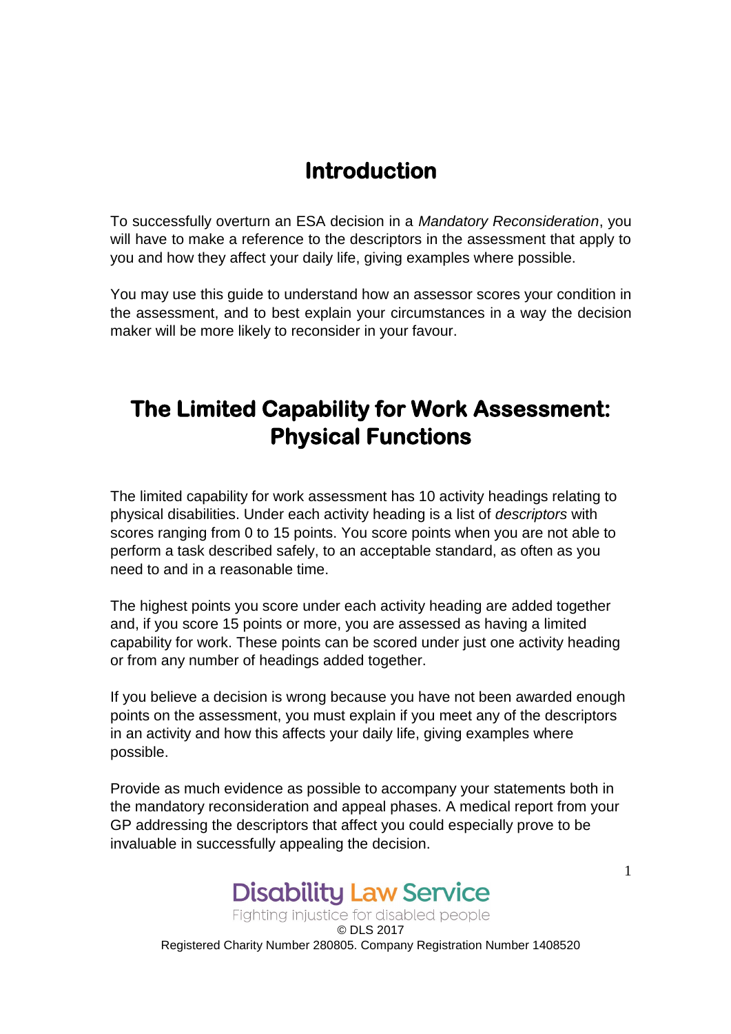# Introduction

To successfully overturn an ESA decision in a *Mandatory Reconsideration*, you will have to make a reference to the descriptors in the assessment that apply to you and how they affect your daily life, giving examples where possible.

You may use this guide to understand how an assessor scores your condition in the assessment, and to best explain your circumstances in a way the decision maker will be more likely to reconsider in your favour.

# The Limited Capability for Work Assessment: Physical Functions

The limited capability for work assessment has 10 activity headings relating to physical disabilities. Under each activity heading is a list of *descriptors* with scores ranging from 0 to 15 points. You score points when you are not able to perform a task described safely, to an acceptable standard, as often as you need to and in a reasonable time.

The highest points you score under each activity heading are added together and, if you score 15 points or more, you are assessed as having a limited capability for work. These points can be scored under just one activity heading or from any number of headings added together.

If you believe a decision is wrong because you have not been awarded enough points on the assessment, you must explain if you meet any of the descriptors in an activity and how this affects your daily life, giving examples where possible.

Provide as much evidence as possible to accompany your statements both in the mandatory reconsideration and appeal phases. A medical report from your GP addressing the descriptors that affect you could especially prove to be invaluable in successfully appealing the decision.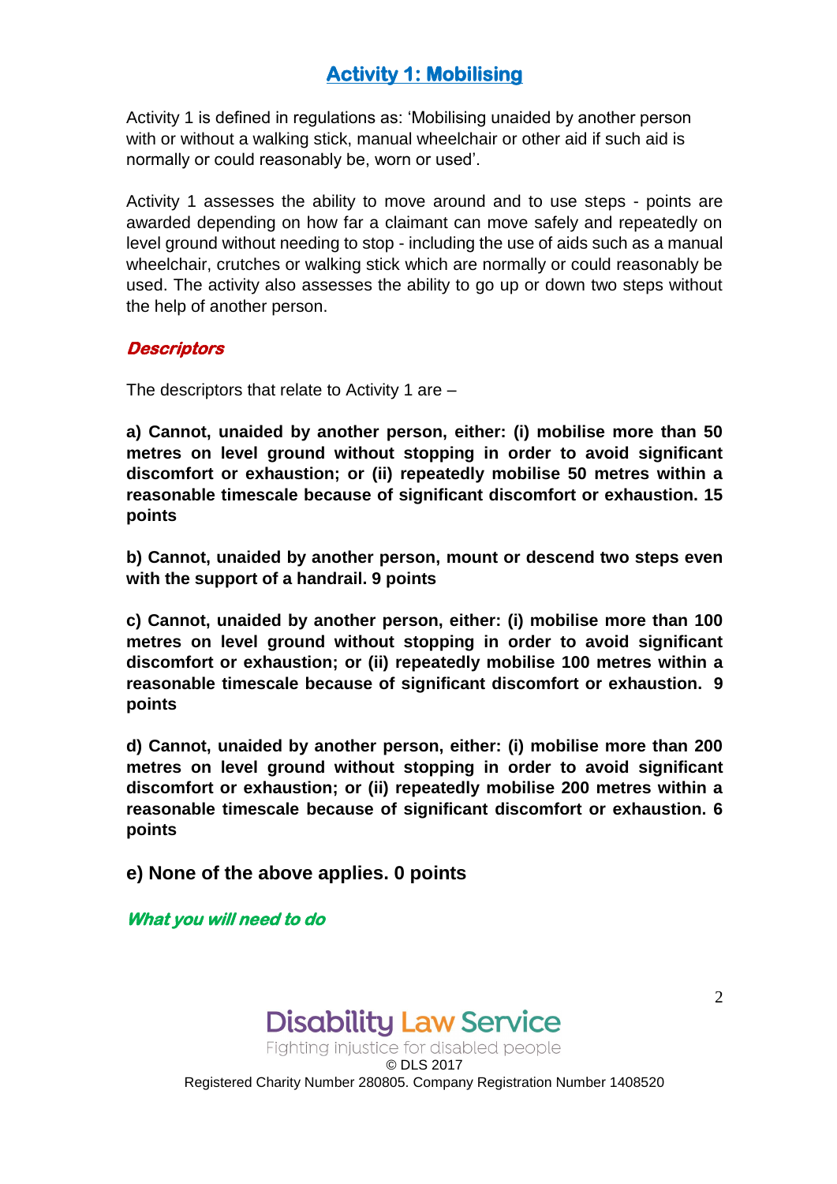## Activity 1: Mobilising

Activity 1 is defined in regulations as: 'Mobilising unaided by another person with or without a walking stick, manual wheelchair or other aid if such aid is normally or could reasonably be, worn or used'.

Activity 1 assesses the ability to move around and to use steps - points are awarded depending on how far a claimant can move safely and repeatedly on level ground without needing to stop - including the use of aids such as a manual wheelchair, crutches or walking stick which are normally or could reasonably be used. The activity also assesses the ability to go up or down two steps without the help of another person.

### *Descriptors*

The descriptors that relate to Activity 1 are –

**a) Cannot, unaided by another person, either: (i) mobilise more than 50 metres on level ground without stopping in order to avoid significant discomfort or exhaustion; or (ii) repeatedly mobilise 50 metres within a reasonable timescale because of significant discomfort or exhaustion. 15 points**

**b) Cannot, unaided by another person, mount or descend two steps even with the support of a handrail. 9 points**

**c) Cannot, unaided by another person, either: (i) mobilise more than 100 metres on level ground without stopping in order to avoid significant discomfort or exhaustion; or (ii) repeatedly mobilise 100 metres within a reasonable timescale because of significant discomfort or exhaustion. 9 points**

**d) Cannot, unaided by another person, either: (i) mobilise more than 200 metres on level ground without stopping in order to avoid significant discomfort or exhaustion; or (ii) repeatedly mobilise 200 metres within a reasonable timescale because of significant discomfort or exhaustion. 6 points**

**e) None of the above applies. 0 points**

### *What you will need to do*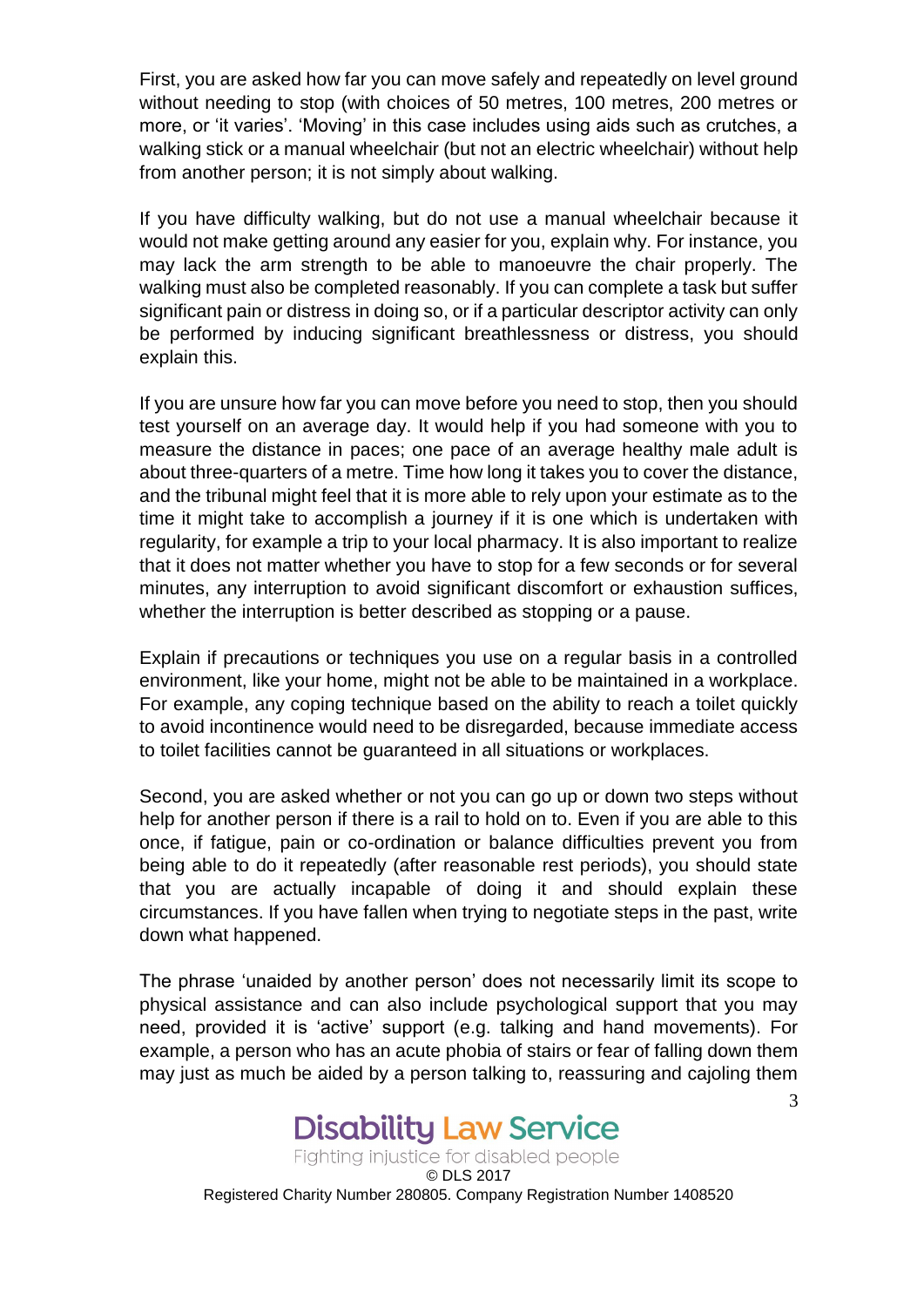First, you are asked how far you can move safely and repeatedly on level ground without needing to stop (with choices of 50 metres, 100 metres, 200 metres or more, or 'it varies'. 'Moving' in this case includes using aids such as crutches, a walking stick or a manual wheelchair (but not an electric wheelchair) without help from another person; it is not simply about walking.

If you have difficulty walking, but do not use a manual wheelchair because it would not make getting around any easier for you, explain why. For instance, you may lack the arm strength to be able to manoeuvre the chair properly. The walking must also be completed reasonably. If you can complete a task but suffer significant pain or distress in doing so, or if a particular descriptor activity can only be performed by inducing significant breathlessness or distress, you should explain this.

If you are unsure how far you can move before you need to stop, then you should test yourself on an average day. It would help if you had someone with you to measure the distance in paces; one pace of an average healthy male adult is about three-quarters of a metre. Time how long it takes you to cover the distance, and the tribunal might feel that it is more able to rely upon your estimate as to the time it might take to accomplish a journey if it is one which is undertaken with regularity, for example a trip to your local pharmacy. It is also important to realize that it does not matter whether you have to stop for a few seconds or for several minutes, any interruption to avoid significant discomfort or exhaustion suffices, whether the interruption is better described as stopping or a pause.

Explain if precautions or techniques you use on a regular basis in a controlled environment, like your home, might not be able to be maintained in a workplace. For example, any coping technique based on the ability to reach a toilet quickly to avoid incontinence would need to be disregarded, because immediate access to toilet facilities cannot be guaranteed in all situations or workplaces.

Second, you are asked whether or not you can go up or down two steps without help for another person if there is a rail to hold on to. Even if you are able to this once, if fatigue, pain or co-ordination or balance difficulties prevent you from being able to do it repeatedly (after reasonable rest periods), you should state that you are actually incapable of doing it and should explain these circumstances. If you have fallen when trying to negotiate steps in the past, write down what happened.

The phrase 'unaided by another person' does not necessarily limit its scope to physical assistance and can also include psychological support that you may need, provided it is 'active' support (e.g. talking and hand movements). For example, a person who has an acute phobia of stairs or fear of falling down them may just as much be aided by a person talking to, reassuring and cajoling them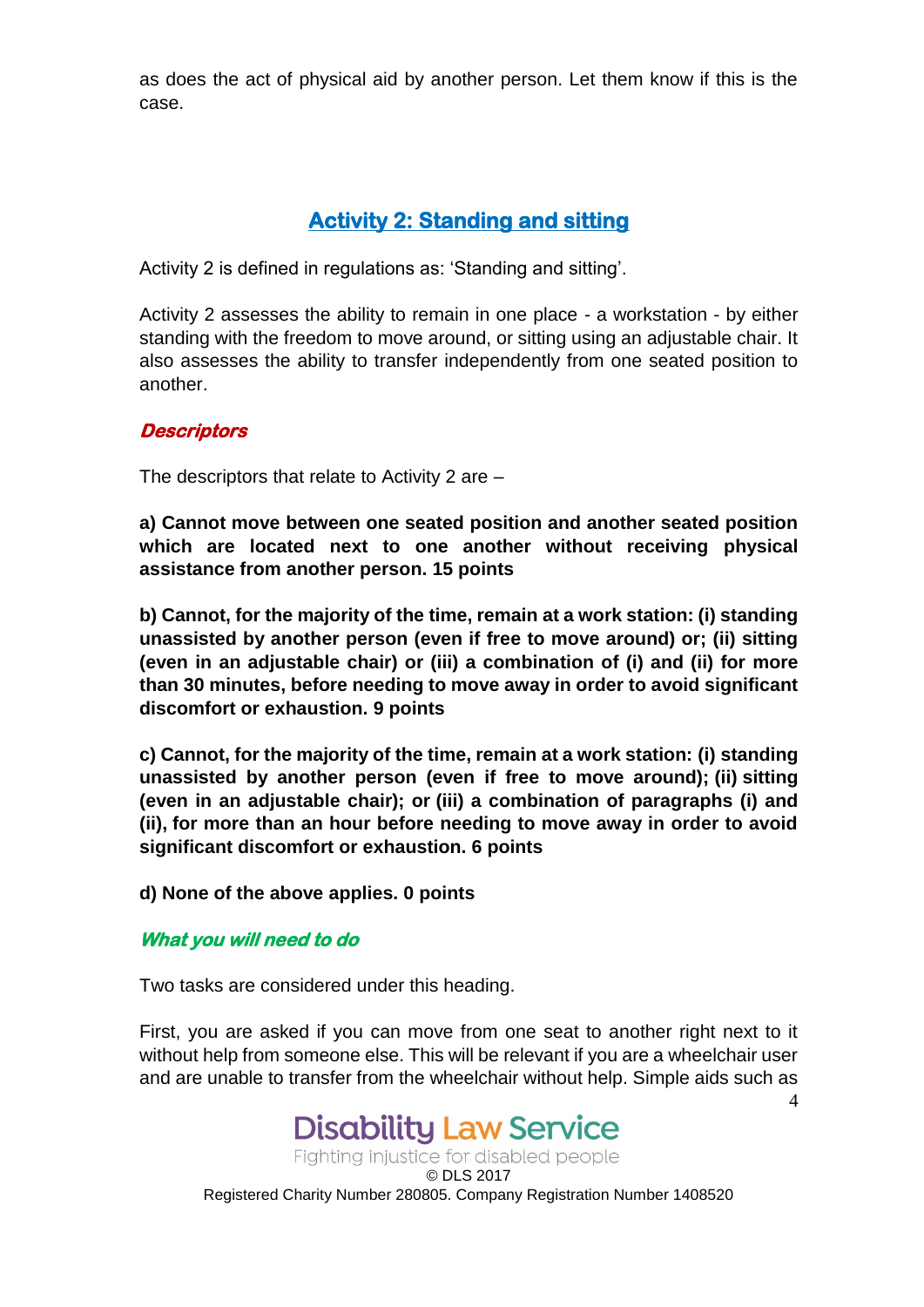as does the act of physical aid by another person. Let them know if this is the case.

## Activity 2: Standing and sitting

Activity 2 is defined in regulations as: 'Standing and sitting'.

Activity 2 assesses the ability to remain in one place - a workstation - by either standing with the freedom to move around, or sitting using an adjustable chair. It also assesses the ability to transfer independently from one seated position to another.

### *Descriptors*

The descriptors that relate to Activity 2 are –

**a) Cannot move between one seated position and another seated position which are located next to one another without receiving physical assistance from another person. 15 points**

**b) Cannot, for the majority of the time, remain at a work station: (i) standing unassisted by another person (even if free to move around) or; (ii) sitting (even in an adjustable chair) or (iii) a combination of (i) and (ii) for more than 30 minutes, before needing to move away in order to avoid significant discomfort or exhaustion. 9 points**

**c) Cannot, for the majority of the time, remain at a work station: (i) standing unassisted by another person (even if free to move around); (ii) sitting (even in an adjustable chair); or (iii) a combination of paragraphs (i) and (ii), for more than an hour before needing to move away in order to avoid significant discomfort or exhaustion. 6 points**

**d) None of the above applies. 0 points**

### *What you will need to do*

Two tasks are considered under this heading.

First, you are asked if you can move from one seat to another right next to it without help from someone else. This will be relevant if you are a wheelchair user and are unable to transfer from the wheelchair without help. Simple aids such as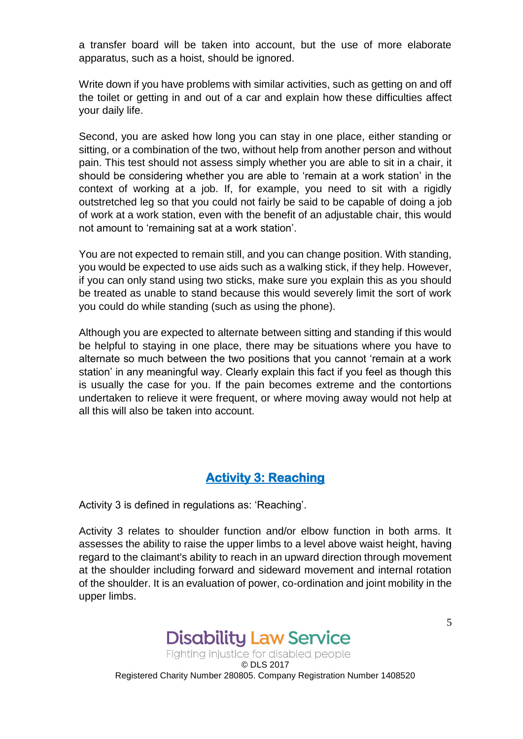a transfer board will be taken into account, but the use of more elaborate apparatus, such as a hoist, should be ignored.

Write down if you have problems with similar activities, such as getting on and off the toilet or getting in and out of a car and explain how these difficulties affect your daily life.

Second, you are asked how long you can stay in one place, either standing or sitting, or a combination of the two, without help from another person and without pain. This test should not assess simply whether you are able to sit in a chair, it should be considering whether you are able to 'remain at a work station' in the context of working at a job. If, for example, you need to sit with a rigidly outstretched leg so that you could not fairly be said to be capable of doing a job of work at a work station, even with the benefit of an adjustable chair, this would not amount to 'remaining sat at a work station'.

You are not expected to remain still, and you can change position. With standing, you would be expected to use aids such as a walking stick, if they help. However, if you can only stand using two sticks, make sure you explain this as you should be treated as unable to stand because this would severely limit the sort of work you could do while standing (such as using the phone).

Although you are expected to alternate between sitting and standing if this would be helpful to staying in one place, there may be situations where you have to alternate so much between the two positions that you cannot 'remain at a work station' in any meaningful way. Clearly explain this fact if you feel as though this is usually the case for you. If the pain becomes extreme and the contortions undertaken to relieve it were frequent, or where moving away would not help at all this will also be taken into account.

## Activity 3: Reaching

Activity 3 is defined in regulations as: 'Reaching'.

Activity 3 relates to shoulder function and/or elbow function in both arms. It assesses the ability to raise the upper limbs to a level above waist height, having regard to the claimant's ability to reach in an upward direction through movement at the shoulder including forward and sideward movement and internal rotation of the shoulder. It is an evaluation of power, co-ordination and joint mobility in the upper limbs.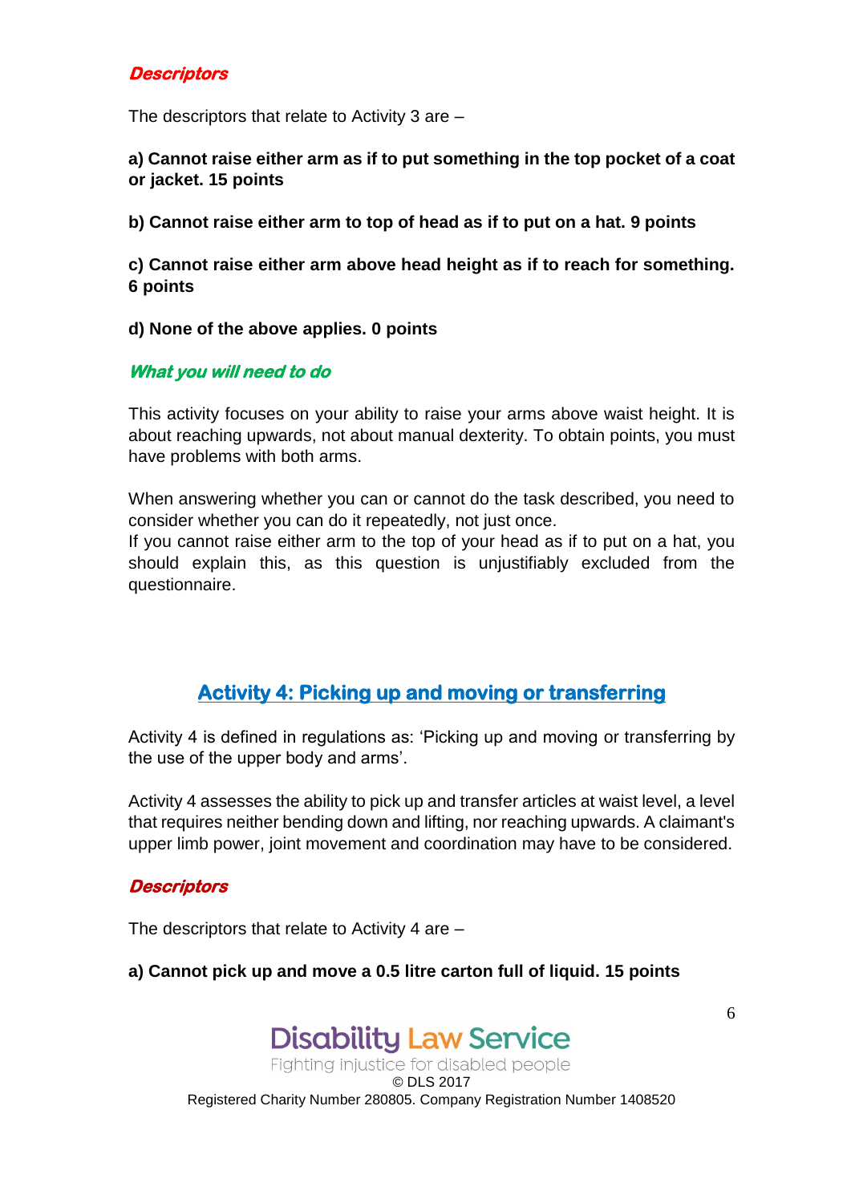### Descriptors

The descriptors that relate to Activity 3 are –

**a) Cannot raise either arm as if to put something in the top pocket of a coat or jacket. 15 points**

**b) Cannot raise either arm to top of head as if to put on a hat. 9 points**

**c) Cannot raise either arm above head height as if to reach for something. 6 points**

**d) None of the above applies. 0 points**

### What you will need to do

This activity focuses on your ability to raise your arms above waist height. It is about reaching upwards, not about manual dexterity. To obtain points, you must have problems with both arms.

When answering whether you can or cannot do the task described, you need to consider whether you can do it repeatedly, not just once.
If you cannot raise either arm to the top of your head as if to put on a hat, you should explain this, as this question is unjustifiably excluded from the questionnaire.

## Activity 4: Picking up and moving or transferring

Activity 4 is defined in regulations as: 'Picking up and moving or transferring by the use of the upper body and arms'.

Activity 4 assesses the ability to pick up and transfer articles at waist level, a level that requires neither bending down and lifting, nor reaching upwards. A claimant's upper limb power, joint movement and coordination may have to be considered.

### Descriptors

The descriptors that relate to Activity 4 are –

**a) Cannot pick up and move a 0.5 litre carton full of liquid. 15 points**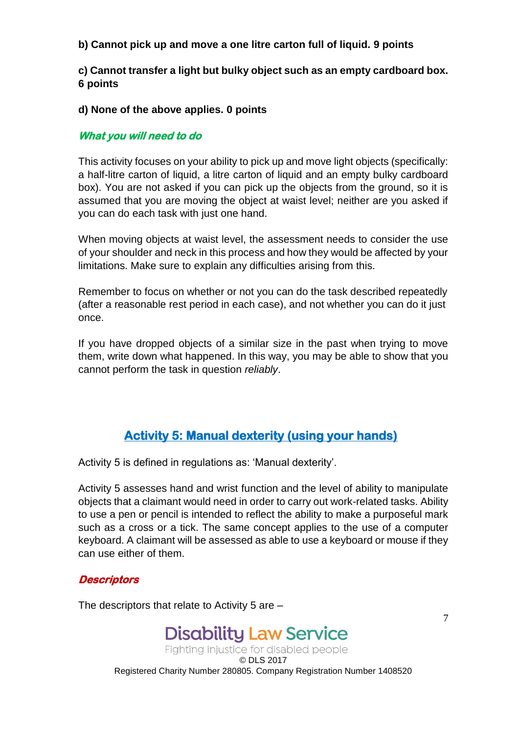**b) Cannot pick up and move a one litre carton full of liquid. 9 points**

**c) Cannot transfer a light but bulky object such as an empty cardboard box. 6 points**

**d) None of the above applies. 0 points**

#### *What you will need to do*

This activity focuses on your ability to pick up and move light objects (specifically: a half-litre carton of liquid, a litre carton of liquid and an empty bulky cardboard box). You are not asked if you can pick up the objects from the ground, so it is assumed that you are moving the object at waist level; neither are you asked if you can do each task with just one hand.

When moving objects at waist level, the assessment needs to consider the use of your shoulder and neck in this process and how they would be affected by your limitations. Make sure to explain any difficulties arising from this.

Remember to focus on whether or not you can do the task described repeatedly (after a reasonable rest period in each case), and not whether you can do it just once.

If you have dropped objects of a similar size in the past when trying to move them, write down what happened. In this way, you may be able to show that you cannot perform the task in question *reliably*.

## Activity 5: Manual dexterity (using your hands)

Activity 5 is defined in regulations as: 'Manual dexterity'.

Activity 5 assesses hand and wrist function and the level of ability to manipulate objects that a claimant would need in order to carry out work-related tasks. Ability to use a pen or pencil is intended to reflect the ability to make a purposeful mark such as a cross or a tick. The same concept applies to the use of a computer keyboard. A claimant will be assessed as able to use a keyboard or mouse if they can use either of them.

#### *Descriptors*

The descriptors that relate to Activity 5 are –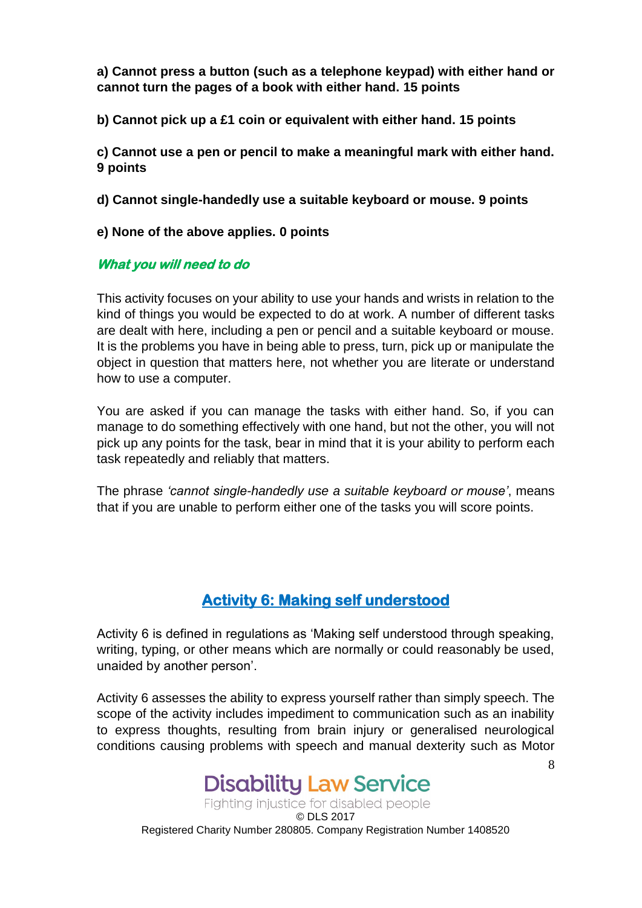**a) Cannot press a button (such as a telephone keypad) with either hand or cannot turn the pages of a book with either hand. 15 points**

**b) Cannot pick up a £1 coin or equivalent with either hand. 15 points**

**c) Cannot use a pen or pencil to make a meaningful mark with either hand. 9 points**

**d) Cannot single-handedly use a suitable keyboard or mouse. 9 points**

**e) None of the above applies. 0 points**

***What you will need to do***

This activity focuses on your ability to use your hands and wrists in relation to the kind of things you would be expected to do at work. A number of different tasks are dealt with here, including a pen or pencil and a suitable keyboard or mouse. It is the problems you have in being able to press, turn, pick up or manipulate the object in question that matters here, not whether you are literate or understand how to use a computer.

You are asked if you can manage the tasks with either hand. So, if you can manage to do something effectively with one hand, but not the other, you will not pick up any points for the task, bear in mind that it is your ability to perform each task repeatedly and reliably that matters.

The phrase *'cannot single-handedly use a suitable keyboard or mouse'*, means that if you are unable to perform either one of the tasks you will score points.

## Activity 6: Making self understood

Activity 6 is defined in regulations as 'Making self understood through speaking, writing, typing, or other means which are normally or could reasonably be used, unaided by another person'.

Activity 6 assesses the ability to express yourself rather than simply speech. The scope of the activity includes impediment to communication such as an inability to express thoughts, resulting from brain injury or generalised neurological conditions causing problems with speech and manual dexterity such as Motor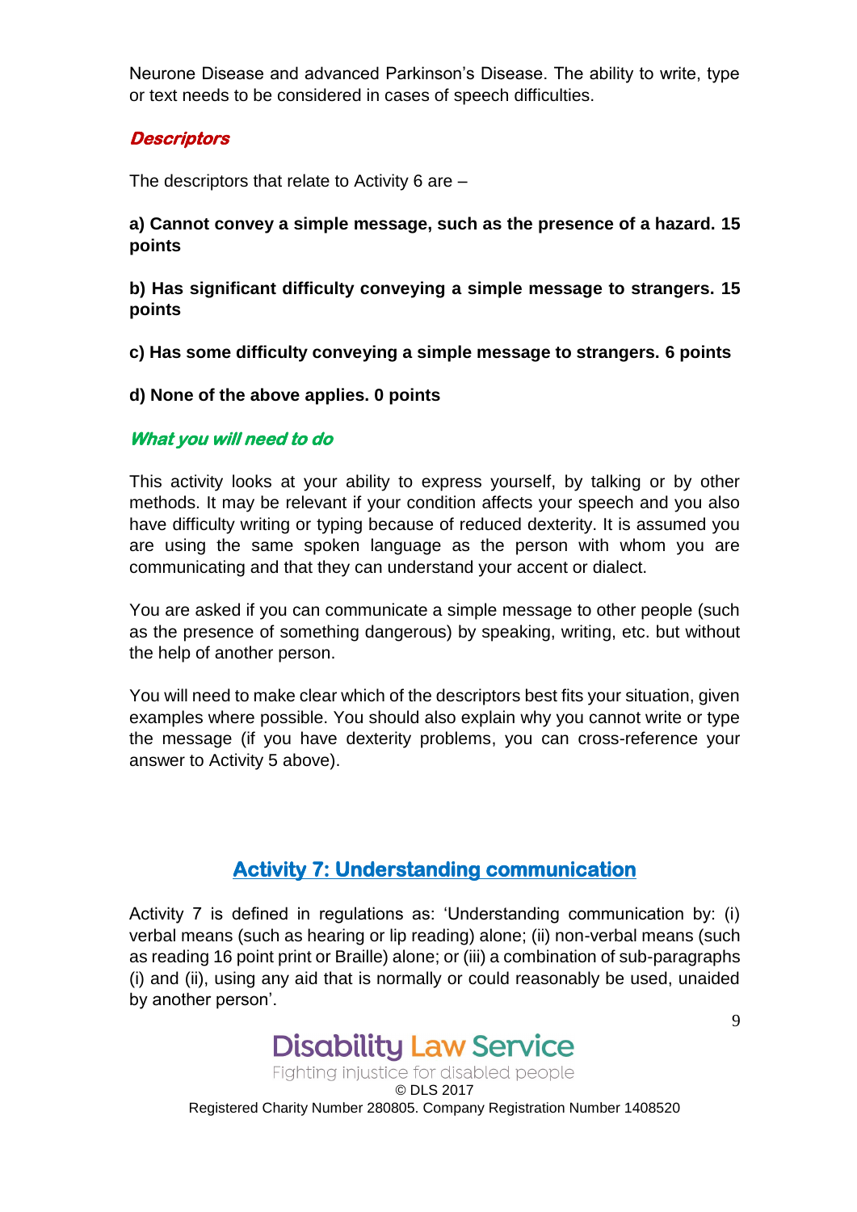Neurone Disease and advanced Parkinson's Disease. The ability to write, type or text needs to be considered in cases of speech difficulties.

### *Descriptors*

The descriptors that relate to Activity 6 are –

**a) Cannot convey a simple message, such as the presence of a hazard. 15 points**

**b) Has significant difficulty conveying a simple message to strangers. 15 points**

**c) Has some difficulty conveying a simple message to strangers. 6 points**

**d) None of the above applies. 0 points**

### *What you will need to do*

This activity looks at your ability to express yourself, by talking or by other methods. It may be relevant if your condition affects your speech and you also have difficulty writing or typing because of reduced dexterity. It is assumed you are using the same spoken language as the person with whom you are communicating and that they can understand your accent or dialect.

You are asked if you can communicate a simple message to other people (such as the presence of something dangerous) by speaking, writing, etc. but without the help of another person.

You will need to make clear which of the descriptors best fits your situation, given examples where possible. You should also explain why you cannot write or type the message (if you have dexterity problems, you can cross-reference your answer to Activity 5 above).

## Activity 7: Understanding communication

Activity 7 is defined in regulations as: 'Understanding communication by: (i) verbal means (such as hearing or lip reading) alone; (ii) non-verbal means (such as reading 16 point print or Braille) alone; or (iii) a combination of sub-paragraphs (i) and (ii), using any aid that is normally or could reasonably be used, unaided by another person'.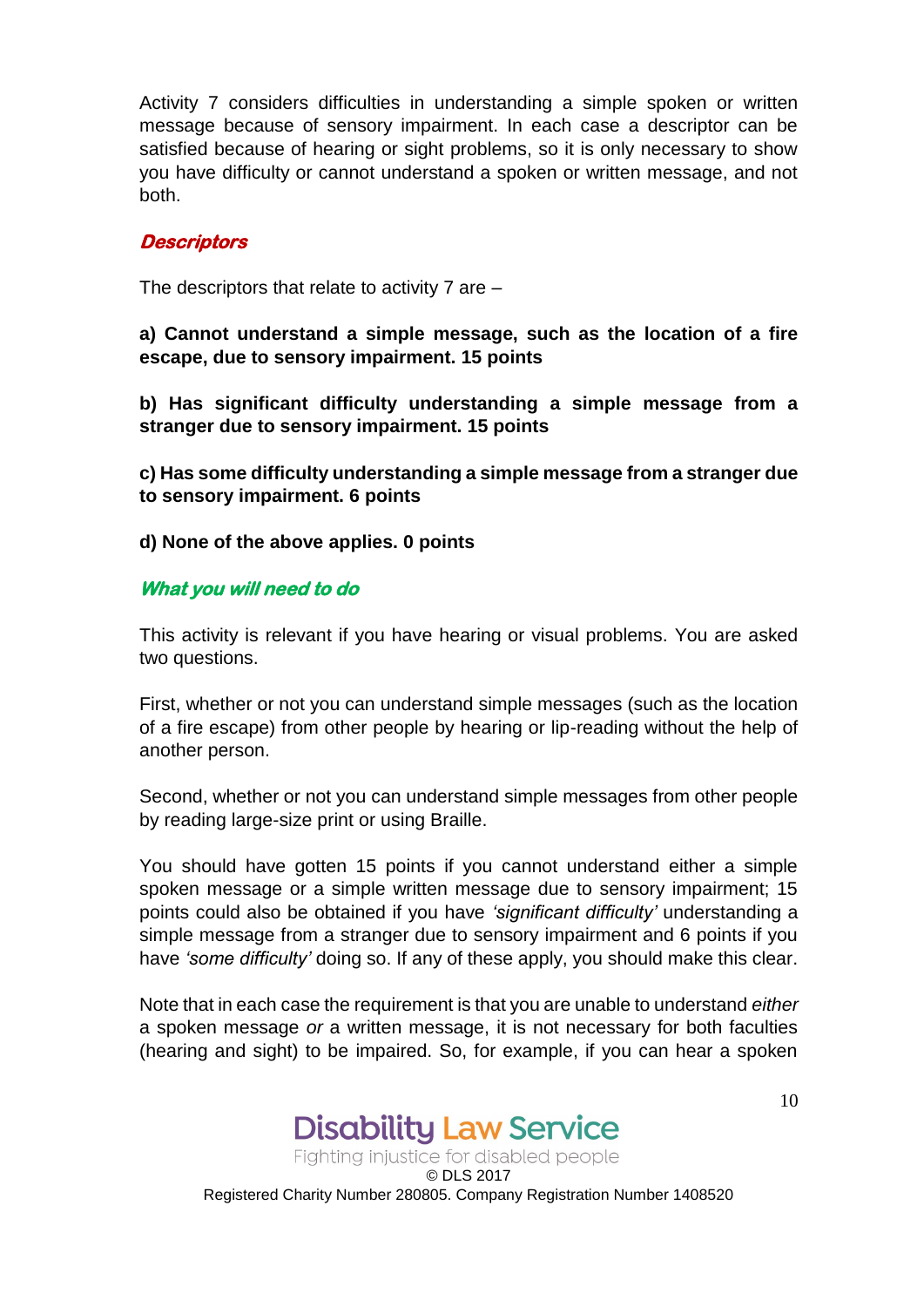Activity 7 considers difficulties in understanding a simple spoken or written message because of sensory impairment. In each case a descriptor can be satisfied because of hearing or sight problems, so it is only necessary to show you have difficulty or cannot understand a spoken or written message, and not both.

### *Descriptors*

The descriptors that relate to activity 7 are –

**a) Cannot understand a simple message, such as the location of a fire escape, due to sensory impairment. 15 points**

**b) Has significant difficulty understanding a simple message from a stranger due to sensory impairment. 15 points**

**c) Has some difficulty understanding a simple message from a stranger due to sensory impairment. 6 points**

**d) None of the above applies. 0 points**

### *What you will need to do*

This activity is relevant if you have hearing or visual problems. You are asked two questions.

First, whether or not you can understand simple messages (such as the location of a fire escape) from other people by hearing or lip-reading without the help of another person.

Second, whether or not you can understand simple messages from other people by reading large-size print or using Braille.

You should have gotten 15 points if you cannot understand either a simple spoken message or a simple written message due to sensory impairment; 15 points could also be obtained if you have *'significant difficulty'* understanding a simple message from a stranger due to sensory impairment and 6 points if you have *'some difficulty'* doing so. If any of these apply, you should make this clear.

Note that in each case the requirement is that you are unable to understand *either* a spoken message *or* a written message, it is not necessary for both faculties (hearing and sight) to be impaired. So, for example, if you can hear a spoken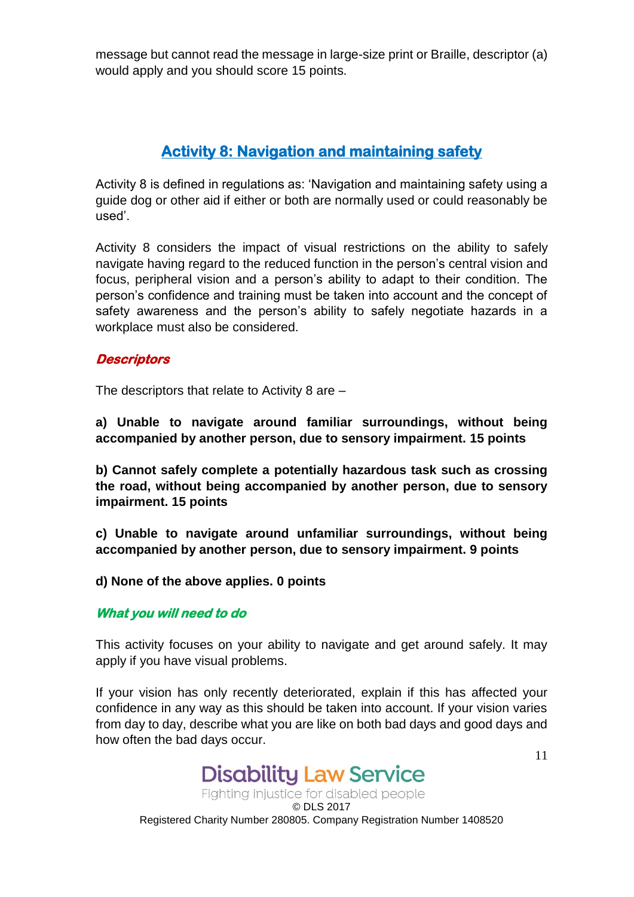message but cannot read the message in large-size print or Braille, descriptor (a) would apply and you should score 15 points.

## Activity 8: Navigation and maintaining safety

Activity 8 is defined in regulations as: 'Navigation and maintaining safety using a guide dog or other aid if either or both are normally used or could reasonably be used'.

Activity 8 considers the impact of visual restrictions on the ability to safely navigate having regard to the reduced function in the person's central vision and focus, peripheral vision and a person's ability to adapt to their condition. The person's confidence and training must be taken into account and the concept of safety awareness and the person's ability to safely negotiate hazards in a workplace must also be considered.

### *Descriptors*

The descriptors that relate to Activity 8 are –

**a) Unable to navigate around familiar surroundings, without being accompanied by another person, due to sensory impairment. 15 points**

**b) Cannot safely complete a potentially hazardous task such as crossing the road, without being accompanied by another person, due to sensory impairment. 15 points**

**c) Unable to navigate around unfamiliar surroundings, without being accompanied by another person, due to sensory impairment. 9 points**

**d) None of the above applies. 0 points**

### *What you will need to do*

This activity focuses on your ability to navigate and get around safely. It may apply if you have visual problems.

If your vision has only recently deteriorated, explain if this has affected your confidence in any way as this should be taken into account. If your vision varies from day to day, describe what you are like on both bad days and good days and how often the bad days occur.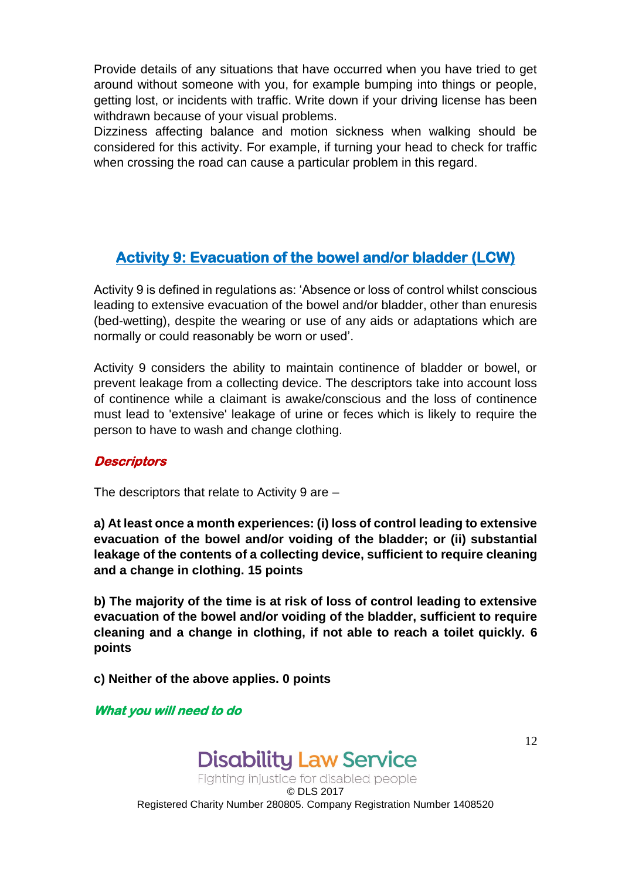Provide details of any situations that have occurred when you have tried to get around without someone with you, for example bumping into things or people, getting lost, or incidents with traffic. Write down if your driving license has been withdrawn because of your visual problems.
Dizziness affecting balance and motion sickness when walking should be considered for this activity. For example, if turning your head to check for traffic when crossing the road can cause a particular problem in this regard.

## Activity 9: Evacuation of the bowel and/or bladder (LCW)

Activity 9 is defined in regulations as: 'Absence or loss of control whilst conscious leading to extensive evacuation of the bowel and/or bladder, other than enuresis (bed-wetting), despite the wearing or use of any aids or adaptations which are normally or could reasonably be worn or used'.

Activity 9 considers the ability to maintain continence of bladder or bowel, or prevent leakage from a collecting device. The descriptors take into account loss of continence while a claimant is awake/conscious and the loss of continence must lead to 'extensive' leakage of urine or feces which is likely to require the person to have to wash and change clothing.

### *Descriptors*

The descriptors that relate to Activity 9 are –

**a) At least once a month experiences: (i) loss of control leading to extensive evacuation of the bowel and/or voiding of the bladder; or (ii) substantial leakage of the contents of a collecting device, sufficient to require cleaning and a change in clothing. 15 points**

**b) The majority of the time is at risk of loss of control leading to extensive evacuation of the bowel and/or voiding of the bladder, sufficient to require cleaning and a change in clothing, if not able to reach a toilet quickly. 6 points**

**c) Neither of the above applies. 0 points**

### *What you will need to do*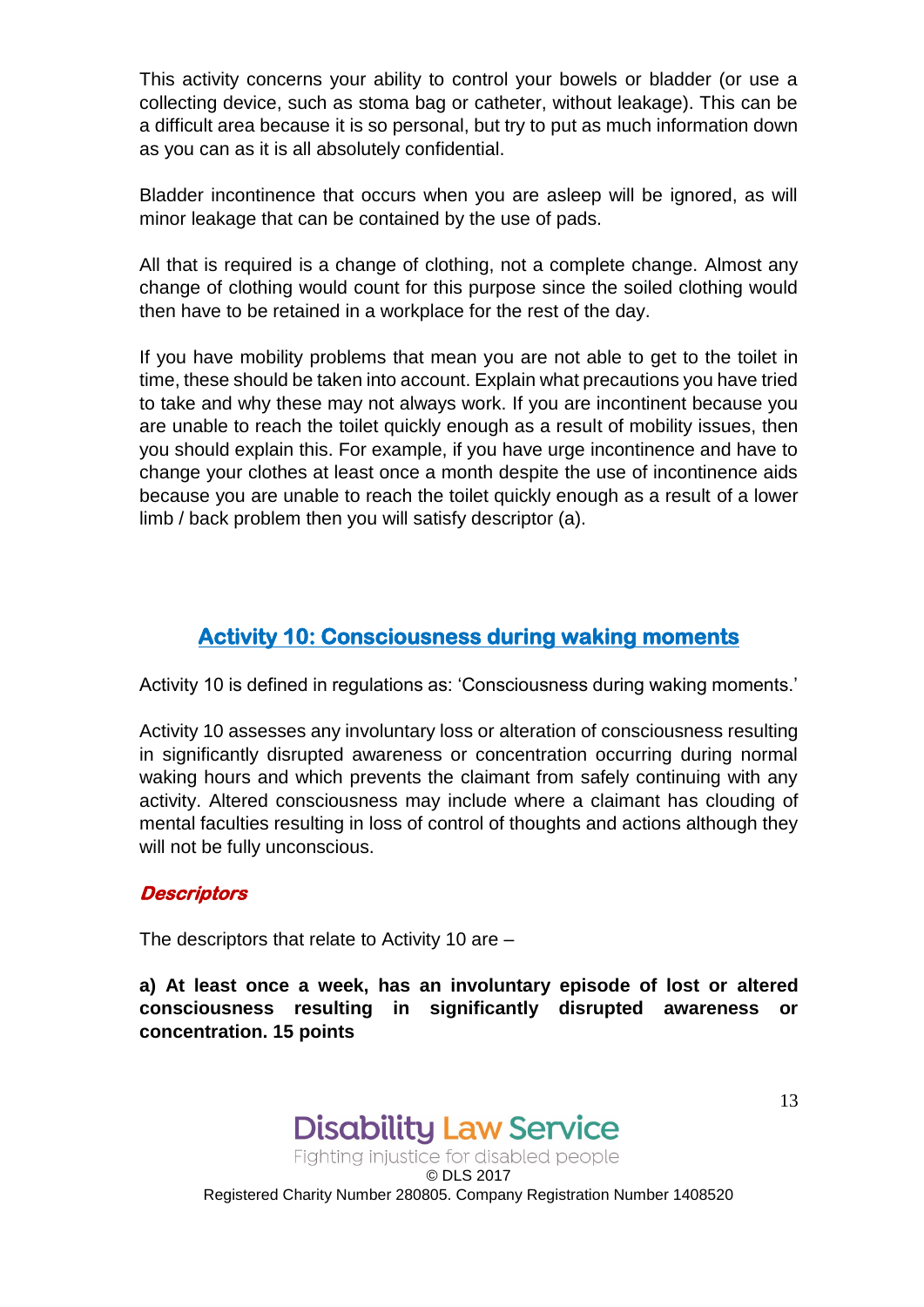This activity concerns your ability to control your bowels or bladder (or use a collecting device, such as stoma bag or catheter, without leakage). This can be a difficult area because it is so personal, but try to put as much information down as you can as it is all absolutely confidential.

Bladder incontinence that occurs when you are asleep will be ignored, as will minor leakage that can be contained by the use of pads.

All that is required is a change of clothing, not a complete change. Almost any change of clothing would count for this purpose since the soiled clothing would then have to be retained in a workplace for the rest of the day.

If you have mobility problems that mean you are not able to get to the toilet in time, these should be taken into account. Explain what precautions you have tried to take and why these may not always work. If you are incontinent because you are unable to reach the toilet quickly enough as a result of mobility issues, then you should explain this. For example, if you have urge incontinence and have to change your clothes at least once a month despite the use of incontinence aids because you are unable to reach the toilet quickly enough as a result of a lower limb / back problem then you will satisfy descriptor (a).

## Activity 10: Consciousness during waking moments

Activity 10 is defined in regulations as: 'Consciousness during waking moments.'

Activity 10 assesses any involuntary loss or alteration of consciousness resulting in significantly disrupted awareness or concentration occurring during normal waking hours and which prevents the claimant from safely continuing with any activity. Altered consciousness may include where a claimant has clouding of mental faculties resulting in loss of control of thoughts and actions although they will not be fully unconscious.

### *Descriptors*

The descriptors that relate to Activity 10 are –

**a) At least once a week, has an involuntary episode of lost or altered consciousness resulting in significantly disrupted awareness or concentration. 15 points**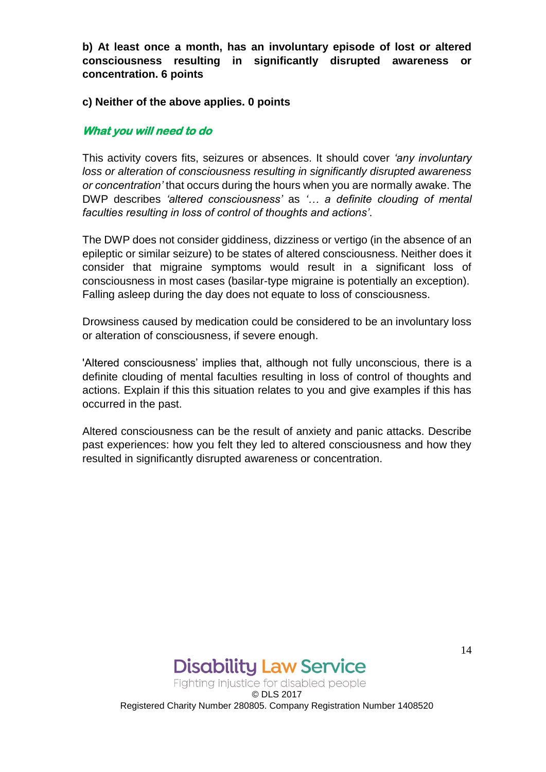**b) At least once a month, has an involuntary episode of lost or altered consciousness resulting in significantly disrupted awareness or concentration. 6 points**

**c) Neither of the above applies. 0 points**

### *What you will need to do*

This activity covers fits, seizures or absences. It should cover *'any involuntary loss or alteration of consciousness resulting in significantly disrupted awareness or concentration'* that occurs during the hours when you are normally awake. The DWP describes *'altered consciousness'* as *'… a definite clouding of mental faculties resulting in loss of control of thoughts and actions'*.

The DWP does not consider giddiness, dizziness or vertigo (in the absence of an epileptic or similar seizure) to be states of altered consciousness. Neither does it consider that migraine symptoms would result in a significant loss of consciousness in most cases (basilar-type migraine is potentially an exception). Falling asleep during the day does not equate to loss of consciousness.

Drowsiness caused by medication could be considered to be an involuntary loss or alteration of consciousness, if severe enough.

'Altered consciousness' implies that, although not fully unconscious, there is a definite clouding of mental faculties resulting in loss of control of thoughts and actions. Explain if this this situation relates to you and give examples if this has occurred in the past.

Altered consciousness can be the result of anxiety and panic attacks. Describe past experiences: how you felt they led to altered consciousness and how they resulted in significantly disrupted awareness or concentration.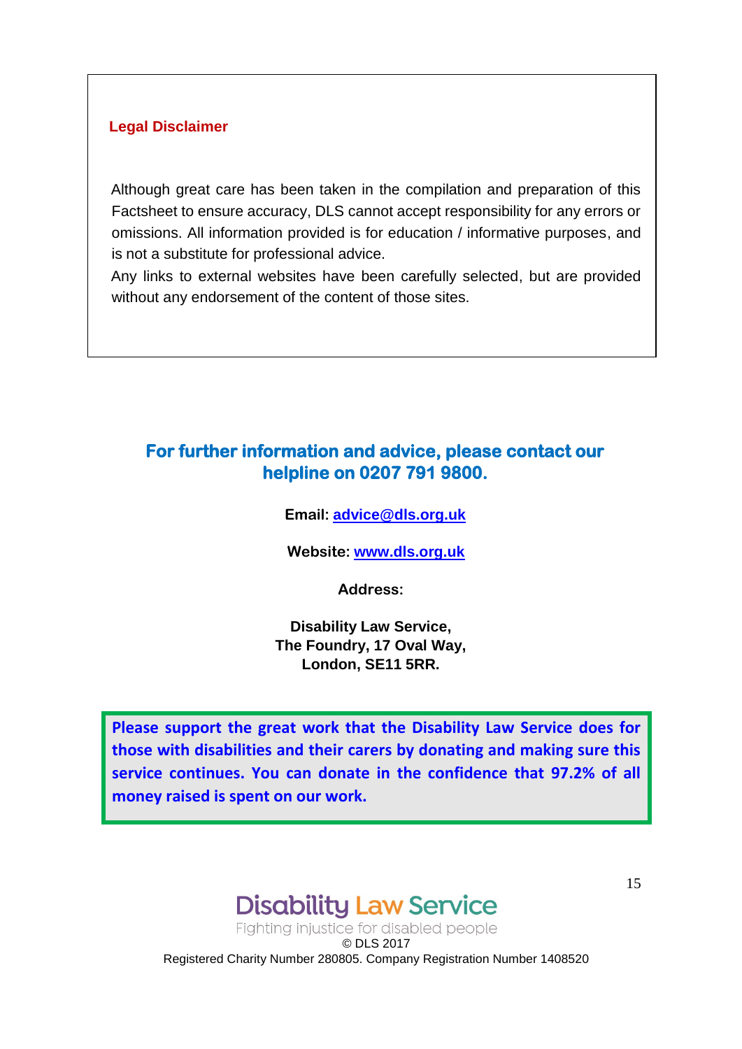## Legal Disclaimer

Although great care has been taken in the compilation and preparation of this Factsheet to ensure accuracy, DLS cannot accept responsibility for any errors or omissions. All information provided is for education / informative purposes, and is not a substitute for professional advice.

Any links to external websites have been carefully selected, but are provided without any endorsement of the content of those sites.

**For further information and advice, please contact our helpline on 0207 791 9800.**

**Email: advice@dls.org.uk**

**Website: www.dls.org.uk**

**Address:**

**Disability Law Service,**
**The Foundry, 17 Oval Way,**
**London, SE11 5RR.**

**Please support the great work that the Disability Law Service does for those with disabilities and their carers by donating and making sure this service continues. You can donate in the confidence that 97.2% of all money raised is spent on our work.**

Disability Law Service

Fighting injustice for disabled people

© DLS 2017

Registered Charity Number 280805. Company Registration Number 1408520